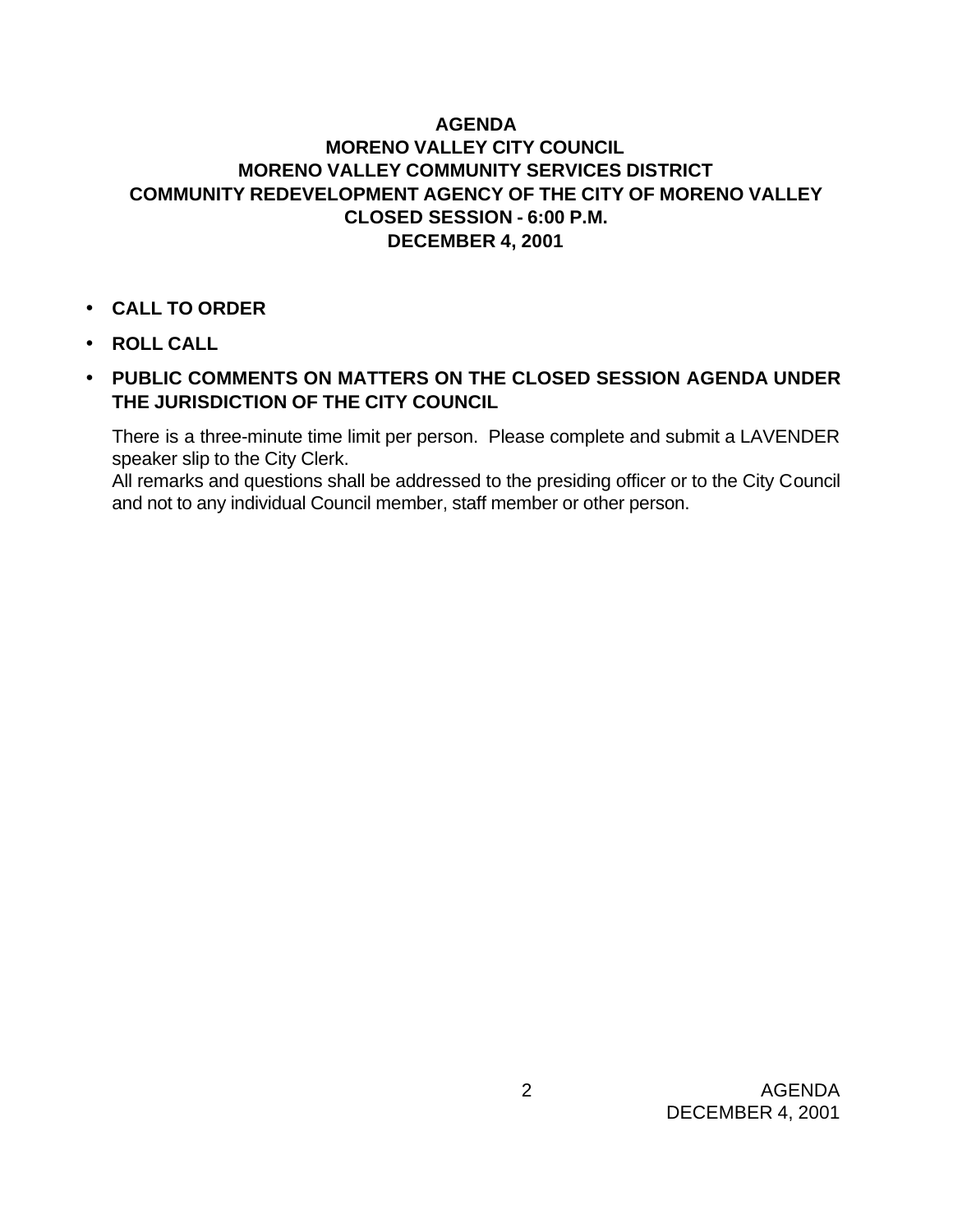# AGENDA
## MORENO VALLEY CITY COUNCIL
## MORENO VALLEY COMMUNITY SERVICES DISTRICT
## COMMUNITY REDEVELOPMENT AGENCY OF THE CITY OF MORENO VALLEY
## CLOSED SESSION - 6:00 P.M.
## DECEMBER 4, 2001

- **CALL TO ORDER**
- **ROLL CALL**
- **PUBLIC COMMENTS ON MATTERS ON THE CLOSED SESSION AGENDA UNDER THE JURISDICTION OF THE CITY COUNCIL**

  There is a three-minute time limit per person. Please complete and submit a LAVENDER speaker slip to the City Clerk.
  All remarks and questions shall be addressed to the presiding officer or to the City Council and not to any individual Council member, staff member or other person.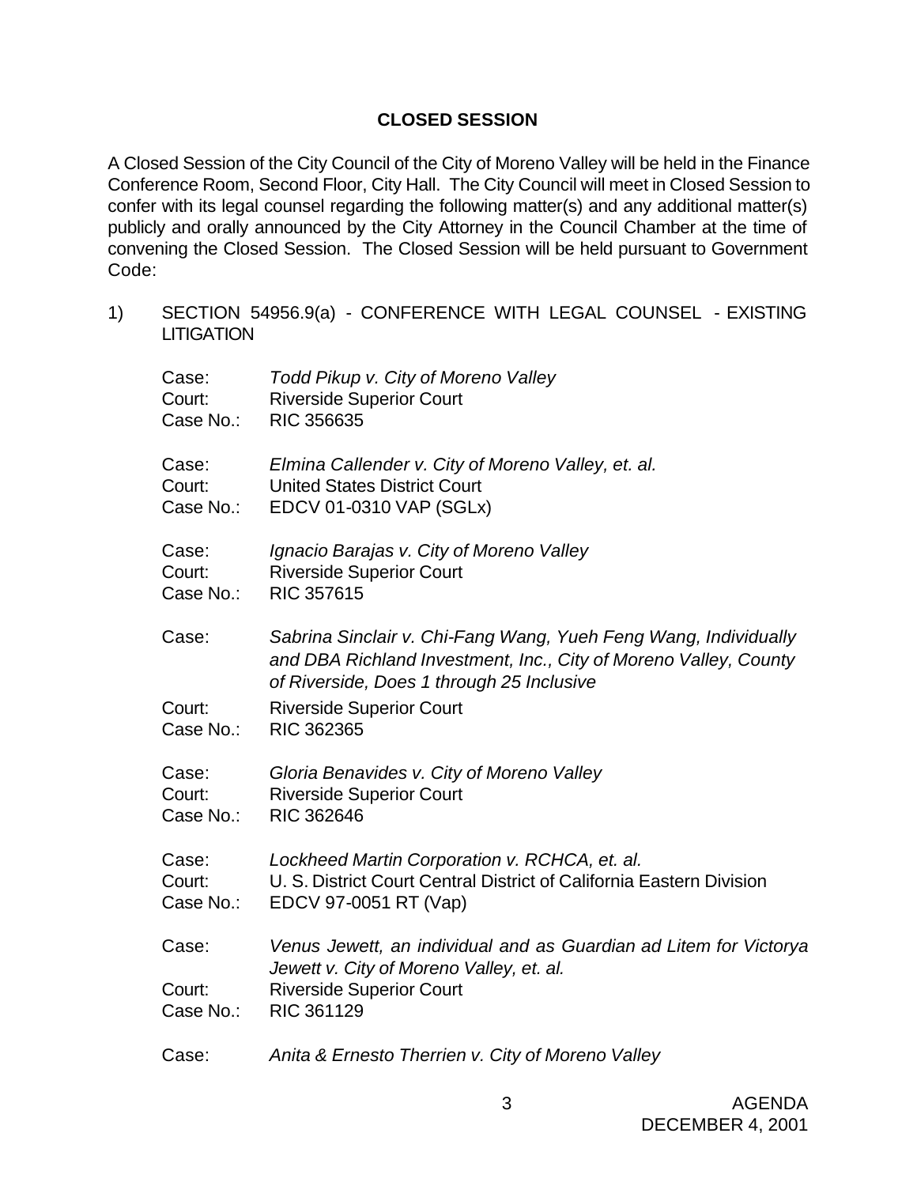## CLOSED SESSION

A Closed Session of the City Council of the City of Moreno Valley will be held in the Finance Conference Room, Second Floor, City Hall. The City Council will meet in Closed Session to confer with its legal counsel regarding the following matter(s) and any additional matter(s) publicly and orally announced by the City Attorney in the Council Chamber at the time of convening the Closed Session. The Closed Session will be held pursuant to Government Code:

1) SECTION 54956.9(a) - CONFERENCE WITH LEGAL COUNSEL - EXISTING LITIGATION

Case: *Todd Pikup v. City of Moreno Valley*
Court: Riverside Superior Court
Case No.: RIC 356635

Case: *Elmina Callender v. City of Moreno Valley, et. al.*
Court: United States District Court
Case No.: EDCV 01-0310 VAP (SGLx)

Case: *Ignacio Barajas v. City of Moreno Valley*
Court: Riverside Superior Court
Case No.: RIC 357615

Case: *Sabrina Sinclair v. Chi-Fang Wang, Yueh Feng Wang, Individually and DBA Richland Investment, Inc., City of Moreno Valley, County of Riverside, Does 1 through 25 Inclusive*
Court: Riverside Superior Court
Case No.: RIC 362365

Case: *Gloria Benavides v. City of Moreno Valley*
Court: Riverside Superior Court
Case No.: RIC 362646

Case: *Lockheed Martin Corporation v. RCHCA, et. al.*
Court: U. S. District Court Central District of California Eastern Division
Case No.: EDCV 97-0051 RT (Vap)

Case: *Venus Jewett, an individual and as Guardian ad Litem for Victorya Jewett v. City of Moreno Valley, et. al.*
Court: Riverside Superior Court
Case No.: RIC 361129

Case: *Anita & Ernesto Therrien v. City of Moreno Valley*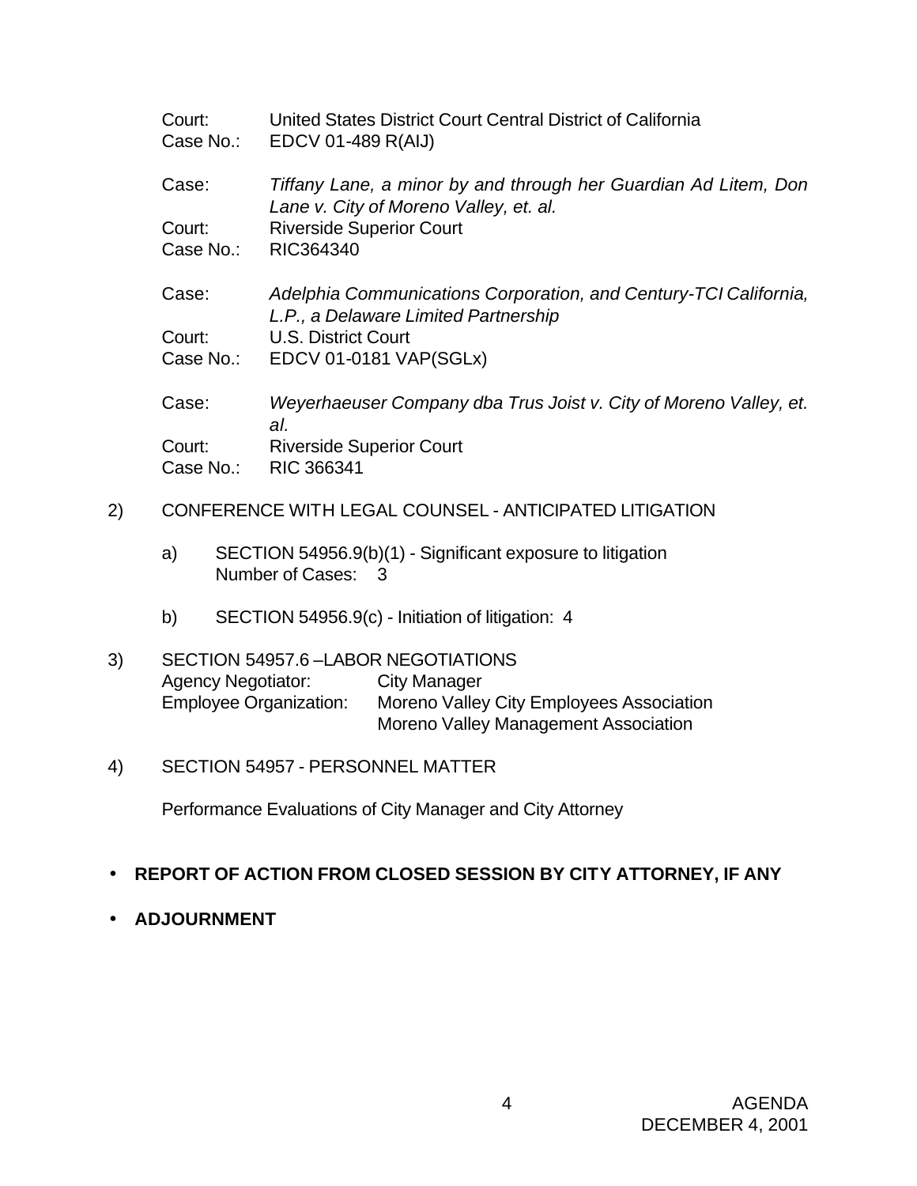Court: United States District Court Central District of California
Case No.: EDCV 01-489 R(AIJ)

Case: *Tiffany Lane, a minor by and through her Guardian Ad Litem, Don Lane v. City of Moreno Valley, et. al.*
Court: Riverside Superior Court
Case No.: RIC364340

Case: *Adelphia Communications Corporation, and Century-TCI California, L.P., a Delaware Limited Partnership*
Court: U.S. District Court
Case No.: EDCV 01-0181 VAP(SGLx)

Case: *Weyerhaeuser Company dba Trus Joist v. City of Moreno Valley, et. al.*
Court: Riverside Superior Court
Case No.: RIC 366341

2) CONFERENCE WITH LEGAL COUNSEL - ANTICIPATED LITIGATION

   a) SECTION 54956.9(b)(1) - Significant exposure to litigation
   Number of Cases: 3

   b) SECTION 54956.9(c) - Initiation of litigation: 4

3) SECTION 54957.6 –LABOR NEGOTIATIONS
   Agency Negotiator: City Manager
   Employee Organization: Moreno Valley City Employees Association
   Moreno Valley Management Association

4) SECTION 54957 - PERSONNEL MATTER

   Performance Evaluations of City Manager and City Attorney

- **REPORT OF ACTION FROM CLOSED SESSION BY CITY ATTORNEY, IF ANY**
- **ADJOURNMENT**